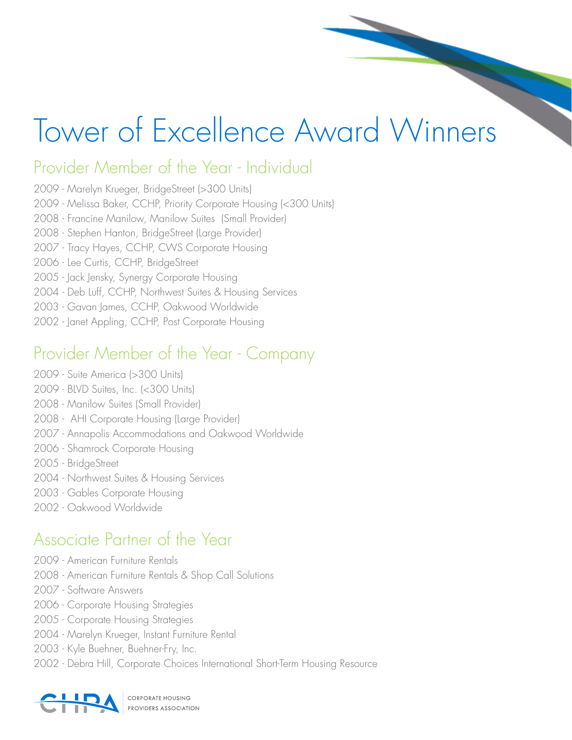# Tower of Excellence Award Winners

## Provider Member of the Year - Individual

2009 - Marelyn Krueger, BridgeStreet (>300 Units)
2009 - Melissa Baker, CCHP, Priority Corporate Housing (<300 Units)
2008 - Francine Manilow, Manilow Suites (Small Provider)
2008 - Stephen Hanton, BridgeStreet (Large Provider)
2007 - Tracy Hayes, CCHP, CWS Corporate Housing
2006 - Lee Curtis, CCHP, BridgeStreet
2005 - Jack Jensky, Synergy Corporate Housing
2004 - Deb Luff, CCHP, Northwest Suites & Housing Services
2003 - Gavan James, CCHP, Oakwood Worldwide
2002 - Janet Appling, CCHP, Post Corporate Housing

## Provider Member of the Year - Company

2009 - Suite America (>300 Units)
2009 - BLVD Suites, Inc. (<300 Units)
2008 - Manilow Suites (Small Provider)
2008 - AHI Corporate Housing (Large Provider)
2007 - Annapolis Accommodations and Oakwood Worldwide
2006 - Shamrock Corporate Housing
2005 - BridgeStreet
2004 - Northwest Suites & Housing Services
2003 - Gables Corporate Housing
2002 - Oakwood Worldwide

## Associate Partner of the Year

2009 - American Furniture Rentals
2008 - American Furniture Rentals & Shop Call Solutions
2007 - Software Answers
2006 - Corporate Housing Strategies
2005 - Corporate Housing Strategies
2004 - Marelyn Krueger, Instant Furniture Rental
2003 - Kyle Buehner, Buehner-Fry, Inc.
2002 - Debra Hill, Corporate Choices International Short-Term Housing Resource

CHPA CORPORATE HOUSING PROVIDERS ASSOCIATION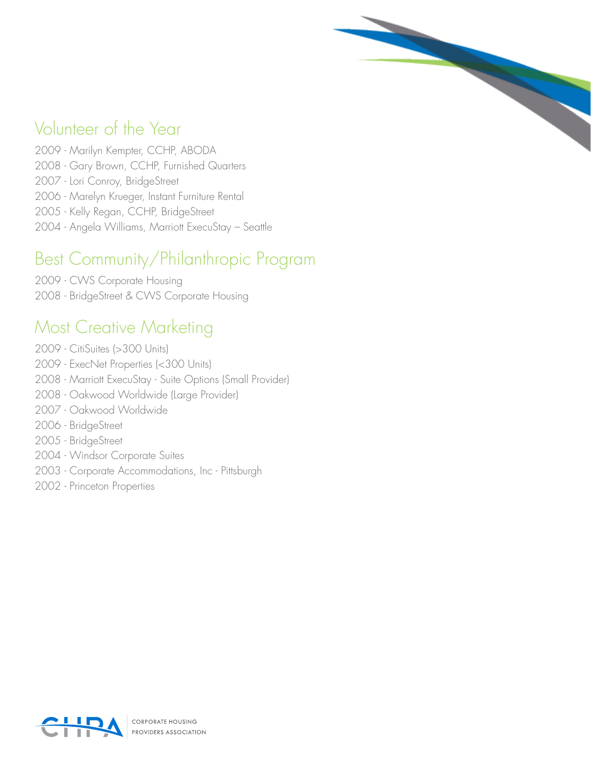## Volunteer of the Year

2009 - Marilyn Kempter, CCHP, ABODA
2008 - Gary Brown, CCHP, Furnished Quarters
2007 - Lori Conroy, BridgeStreet
2006 - Marelyn Krueger, Instant Furniture Rental
2005 - Kelly Regan, CCHP, BridgeStreet
2004 - Angela Williams, Marriott ExecuStay – Seattle

## Best Community/Philanthropic Program

2009 - CWS Corporate Housing
2008 - BridgeStreet & CWS Corporate Housing

## Most Creative Marketing

2009 - CitiSuites (>300 Units)
2009 - ExecNet Properties (<300 Units)
2008 - Marriott ExecuStay - Suite Options (Small Provider)
2008 - Oakwood Worldwide (Large Provider)
2007 - Oakwood Worldwide
2006 - BridgeStreet
2005 - BridgeStreet
2004 - Windsor Corporate Suites
2003 - Corporate Accommodations, Inc - Pittsburgh
2002 - Princeton Properties

CHPA CORPORATE HOUSING PROVIDERS ASSOCIATION